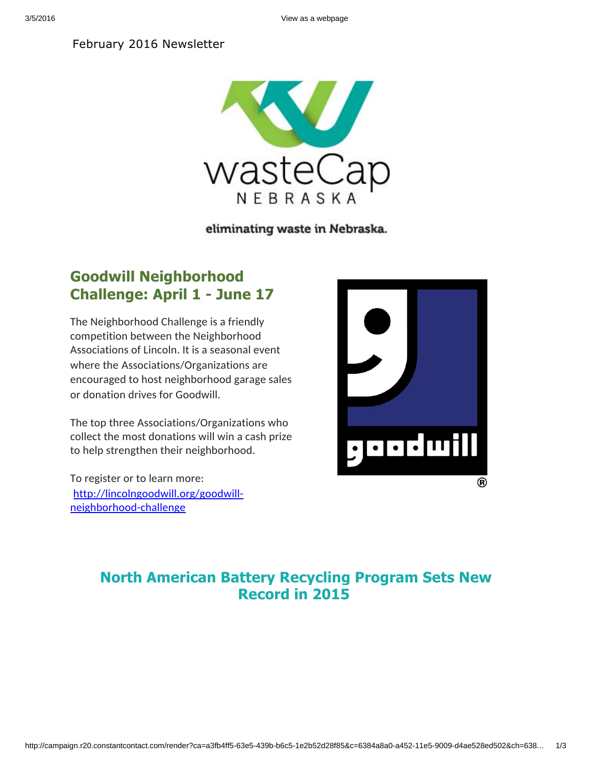February 2016 Newsletter

wasteCap NEBRASKA

eliminating waste in Nebraska.

## Goodwill Neighborhood Challenge: April 1 - June 17

The Neighborhood Challenge is a friendly competition between the Neighborhood Associations of Lincoln. It is a seasonal event where the Associations/Organizations are encouraged to host neighborhood garage sales or donation drives for Goodwill.

The top three Associations/Organizations who collect the most donations will win a cash prize to help strengthen their neighborhood.

To register or to learn more:
[http://lincolngoodwill.org/goodwill-neighborhood-challenge](http://lincolngoodwill.org/goodwill-neighborhood-challenge)

## North American Battery Recycling Program Sets New Record in 2015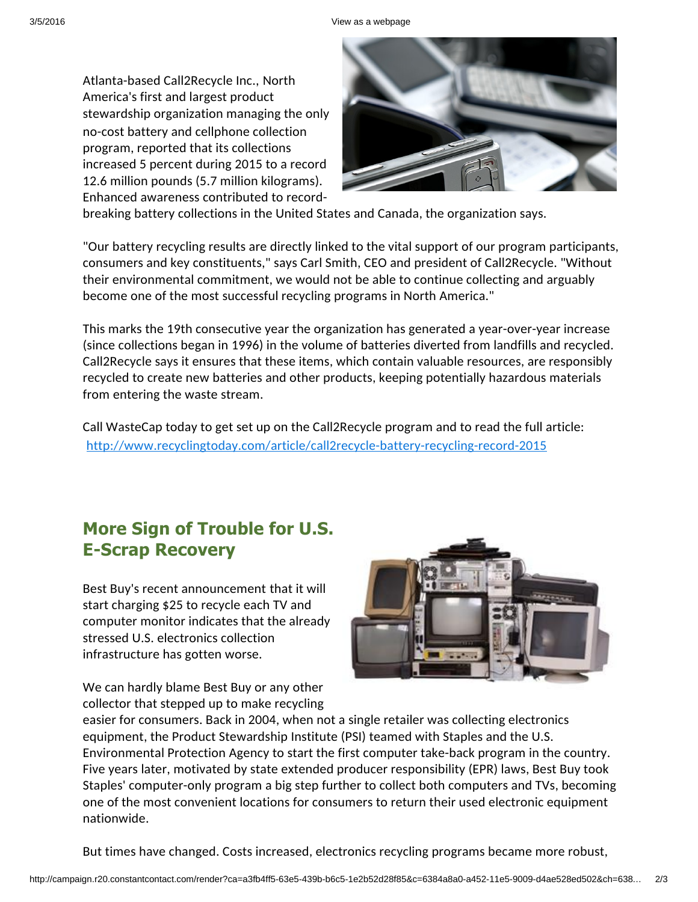Atlanta-based Call2Recycle Inc., North America's first and largest product stewardship organization managing the only no-cost battery and cellphone collection program, reported that its collections increased 5 percent during 2015 to a record 12.6 million pounds (5.7 million kilograms). Enhanced awareness contributed to record-breaking battery collections in the United States and Canada, the organization says.

"Our battery recycling results are directly linked to the vital support of our program participants, consumers and key constituents," says Carl Smith, CEO and president of Call2Recycle. "Without their environmental commitment, we would not be able to continue collecting and arguably become one of the most successful recycling programs in North America."

This marks the 19th consecutive year the organization has generated a year-over-year increase (since collections began in 1996) in the volume of batteries diverted from landfills and recycled. Call2Recycle says it ensures that these items, which contain valuable resources, are responsibly recycled to create new batteries and other products, keeping potentially hazardous materials from entering the waste stream.

Call WasteCap today to get set up on the Call2Recycle program and to read the full article: [http://www.recyclingtoday.com/article/call2recycle-battery-recycling-record-2015](http://www.recyclingtoday.com/article/call2recycle-battery-recycling-record-2015)

## More Sign of Trouble for U.S. E-Scrap Recovery

Best Buy's recent announcement that it will start charging $25 to recycle each TV and computer monitor indicates that the already stressed U.S. electronics collection infrastructure has gotten worse.

We can hardly blame Best Buy or any other collector that stepped up to make recycling easier for consumers. Back in 2004, when not a single retailer was collecting electronics equipment, the Product Stewardship Institute (PSI) teamed with Staples and the U.S. Environmental Protection Agency to start the first computer take-back program in the country. Five years later, motivated by state extended producer responsibility (EPR) laws, Best Buy took Staples' computer-only program a big step further to collect both computers and TVs, becoming one of the most convenient locations for consumers to return their used electronic equipment nationwide.

But times have changed. Costs increased, electronics recycling programs became more robust,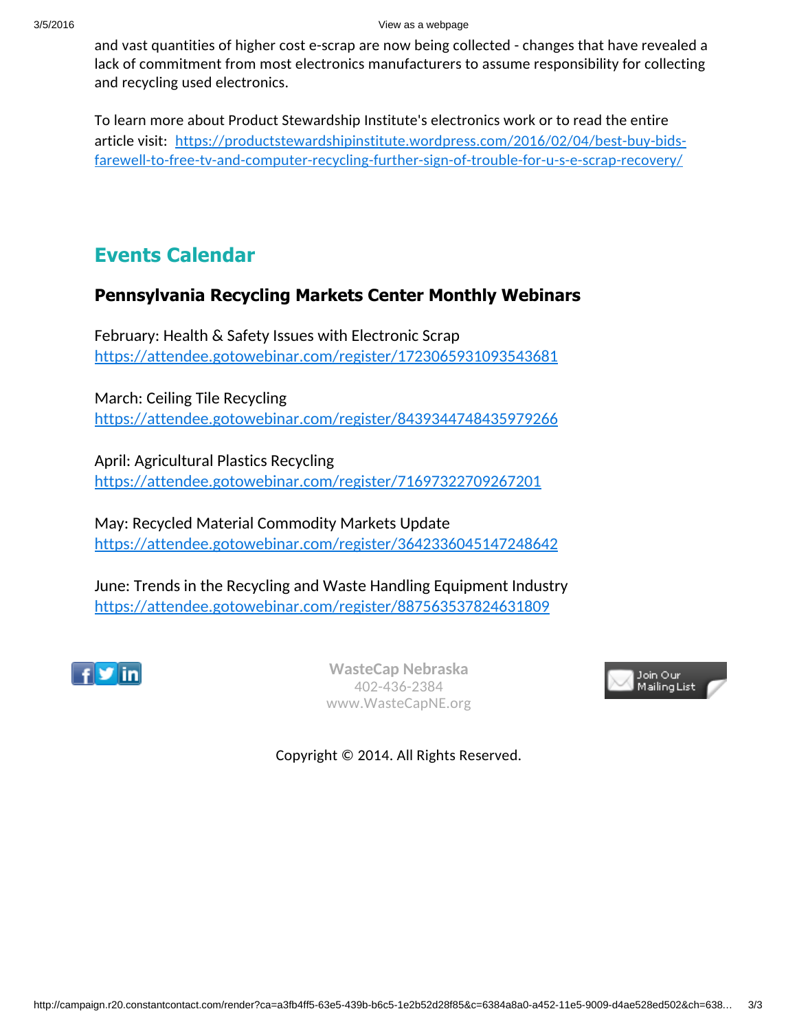and vast quantities of higher cost e-scrap are now being collected - changes that have revealed a lack of commitment from most electronics manufacturers to assume responsibility for collecting and recycling used electronics.

To learn more about Product Stewardship Institute's electronics work or to read the entire article visit: https://productstewardshipinstitute.wordpress.com/2016/02/04/best-buy-bids-farewell-to-free-tv-and-computer-recycling-further-sign-of-trouble-for-u-s-e-scrap-recovery/

## Events Calendar

### Pennsylvania Recycling Markets Center Monthly Webinars

February: Health & Safety Issues with Electronic Scrap
https://attendee.gotowebinar.com/register/1723065931093543681

March: Ceiling Tile Recycling
https://attendee.gotowebinar.com/register/8439344748435979266

April: Agricultural Plastics Recycling
https://attendee.gotowebinar.com/register/716973227092672​01

May: Recycled Material Commodity Markets Update
https://attendee.gotowebinar.com/register/3642336045147248642

June: Trends in the Recycling and Waste Handling Equipment Industry
https://attendee.gotowebinar.com/register/887563537824631809

**WasteCap Nebraska**
402-436-2384
www.WasteCapNE.org

Join Our Mailing List

Copyright © 2014. All Rights Reserved.